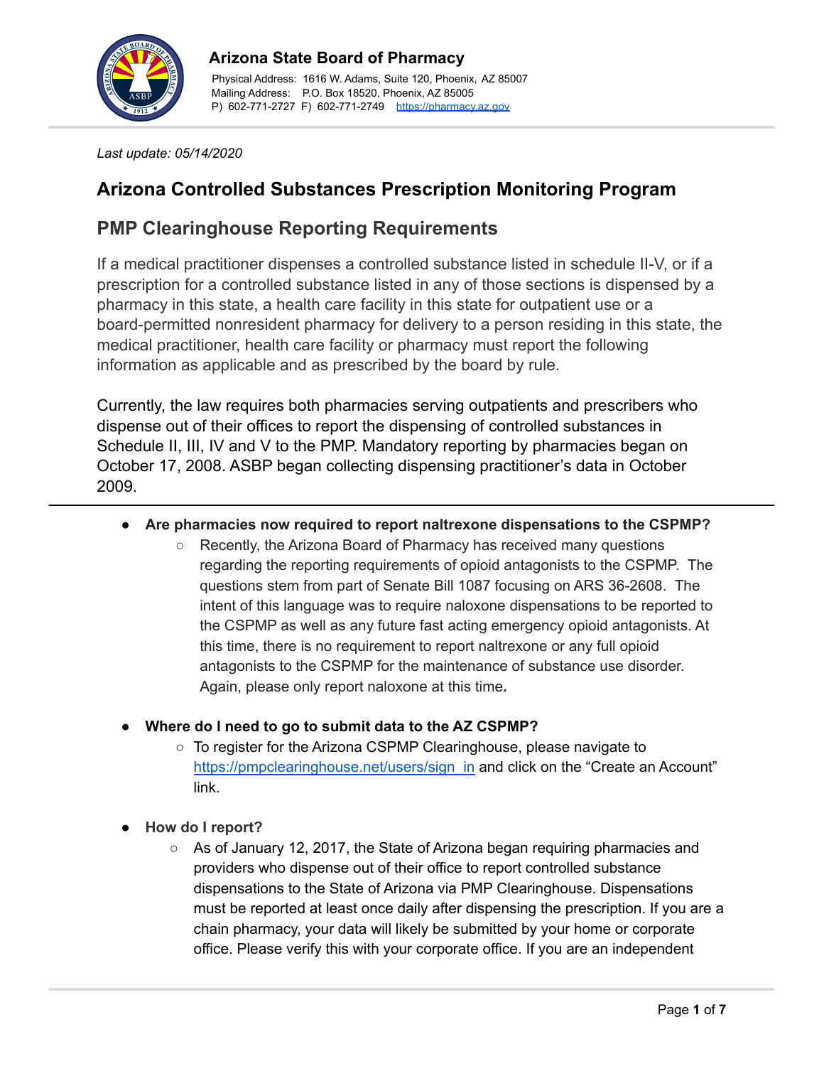**Arizona State Board of Pharmacy**

Physical Address: 1616 W. Adams, Suite 120, Phoenix, AZ 85007
Mailing Address: P.O. Box 18520, Phoenix, AZ 85005
P) 602-771-2727 F) 602-771-2749 https://pharmacy.az.gov

*Last update: 05/14/2020*

# Arizona Controlled Substances Prescription Monitoring Program

## PMP Clearinghouse Reporting Requirements

If a medical practitioner dispenses a controlled substance listed in schedule II-V, or if a prescription for a controlled substance listed in any of those sections is dispensed by a pharmacy in this state, a health care facility in this state for outpatient use or a board-permitted nonresident pharmacy for delivery to a person residing in this state, the medical practitioner, health care facility or pharmacy must report the following information as applicable and as prescribed by the board by rule.

Currently, the law requires both pharmacies serving outpatients and prescribers who dispense out of their offices to report the dispensing of controlled substances in Schedule II, III, IV and V to the PMP. Mandatory reporting by pharmacies began on October 17, 2008. ASBP began collecting dispensing practitioner's data in October 2009.

---

- **Are pharmacies now required to report naltrexone dispensations to the CSPMP?**
  - Recently, the Arizona Board of Pharmacy has received many questions regarding the reporting requirements of opioid antagonists to the CSPMP. The questions stem from part of Senate Bill 1087 focusing on ARS 36-2608. The intent of this language was to require naloxone dispensations to be reported to the CSPMP as well as any future fast acting emergency opioid antagonists. At this time, there is no requirement to report naltrexone or any full opioid antagonists to the CSPMP for the maintenance of substance use disorder. Again, please only report naloxone at this time.

- **Where do I need to go to submit data to the AZ CSPMP?**
  - To register for the Arizona CSPMP Clearinghouse, please navigate to https://pmpclearinghouse.net/users/sign_in and click on the "Create an Account" link.

- **How do I report?**
  - As of January 12, 2017, the State of Arizona began requiring pharmacies and providers who dispense out of their office to report controlled substance dispensations to the State of Arizona via PMP Clearinghouse. Dispensations must be reported at least once daily after dispensing the prescription. If you are a chain pharmacy, your data will likely be submitted by your home or corporate office. Please verify this with your corporate office. If you are an independent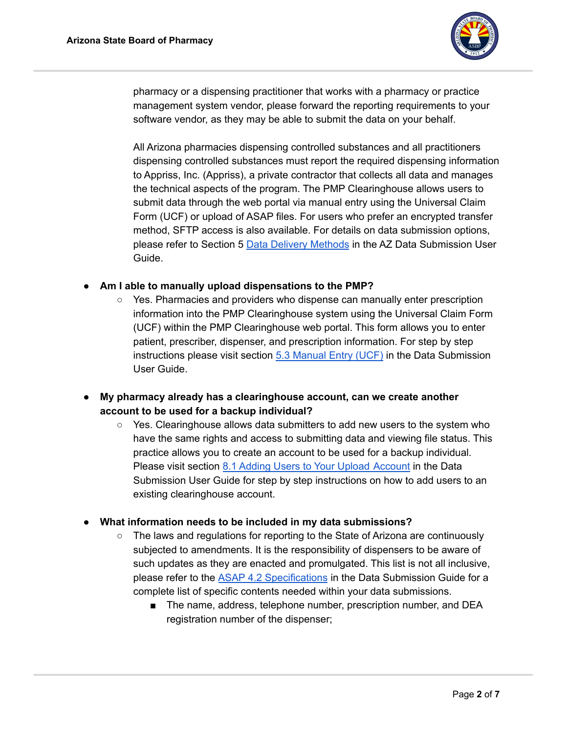pharmacy or a dispensing practitioner that works with a pharmacy or practice management system vendor, please forward the reporting requirements to your software vendor, as they may be able to submit the data on your behalf.

All Arizona pharmacies dispensing controlled substances and all practitioners dispensing controlled substances must report the required dispensing information to Appriss, Inc. (Appriss), a private contractor that collects all data and manages the technical aspects of the program. The PMP Clearinghouse allows users to submit data through the web portal via manual entry using the Universal Claim Form (UCF) or upload of ASAP files. For users who prefer an encrypted transfer method, SFTP access is also available. For details on data submission options, please refer to Section 5 Data Delivery Methods in the AZ Data Submission User Guide.

- **Am I able to manually upload dispensations to the PMP?**
  - Yes. Pharmacies and providers who dispense can manually enter prescription information into the PMP Clearinghouse system using the Universal Claim Form (UCF) within the PMP Clearinghouse web portal. This form allows you to enter patient, prescriber, dispenser, and prescription information. For step by step instructions please visit section 5.3 Manual Entry (UCF) in the Data Submission User Guide.

- **My pharmacy already has a clearinghouse account, can we create another account to be used for a backup individual?**
  - Yes. Clearinghouse allows data submitters to add new users to the system who have the same rights and access to submitting data and viewing file status. This practice allows you to create an account to be used for a backup individual. Please visit section 8.1 Adding Users to Your Upload Account in the Data Submission User Guide for step by step instructions on how to add users to an existing clearinghouse account.

- **What information needs to be included in my data submissions?**
  - The laws and regulations for reporting to the State of Arizona are continuously subjected to amendments. It is the responsibility of dispensers to be aware of such updates as they are enacted and promulgated. This list is not all inclusive, please refer to the ASAP 4.2 Specifications in the Data Submission Guide for a complete list of specific contents needed within your data submissions.
    - The name, address, telephone number, prescription number, and DEA registration number of the dispenser;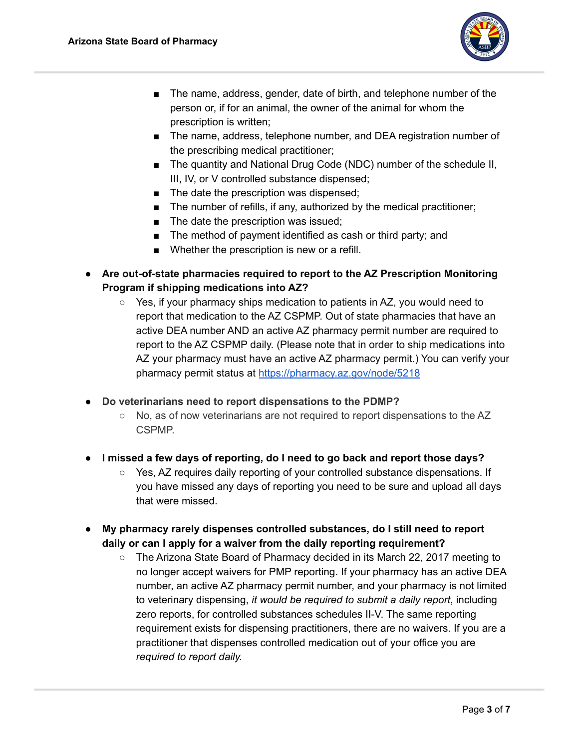- The name, address, gender, date of birth, and telephone number of the person or, if for an animal, the owner of the animal for whom the prescription is written;
        - The name, address, telephone number, and DEA registration number of the prescribing medical practitioner;
        - The quantity and National Drug Code (NDC) number of the schedule II, III, IV, or V controlled substance dispensed;
        - The date the prescription was dispensed;
        - The number of refills, if any, authorized by the medical practitioner;
        - The date the prescription was issued;
        - The method of payment identified as cash or third party; and
        - Whether the prescription is new or a refill.

- **Are out-of-state pharmacies required to report to the AZ Prescription Monitoring Program if shipping medications into AZ?**
    - Yes, if your pharmacy ships medication to patients in AZ, you would need to report that medication to the AZ CSPMP. Out of state pharmacies that have an active DEA number AND an active AZ pharmacy permit number are required to report to the AZ CSPMP daily. (Please note that in order to ship medications into AZ your pharmacy must have an active AZ pharmacy permit.) You can verify your pharmacy permit status at [https://pharmacy.az.gov/node/5218](https://pharmacy.az.gov/node/5218)

- **Do veterinarians need to report dispensations to the PDMP?**
    - No, as of now veterinarians are not required to report dispensations to the AZ CSPMP.

- **I missed a few days of reporting, do I need to go back and report those days?**
    - Yes, AZ requires daily reporting of your controlled substance dispensations. If you have missed any days of reporting you need to be sure and upload all days that were missed.

- **My pharmacy rarely dispenses controlled substances, do I still need to report daily or can I apply for a waiver from the daily reporting requirement?**
    - The Arizona State Board of Pharmacy decided in its March 22, 2017 meeting to no longer accept waivers for PMP reporting. If your pharmacy has an active DEA number, an active AZ pharmacy permit number, and your pharmacy is not limited to veterinary dispensing, *it would be required to submit a daily report*, including zero reports, for controlled substances schedules II-V. The same reporting requirement exists for dispensing practitioners, there are no waivers. If you are a practitioner that dispenses controlled medication out of your office you are *required to report daily.*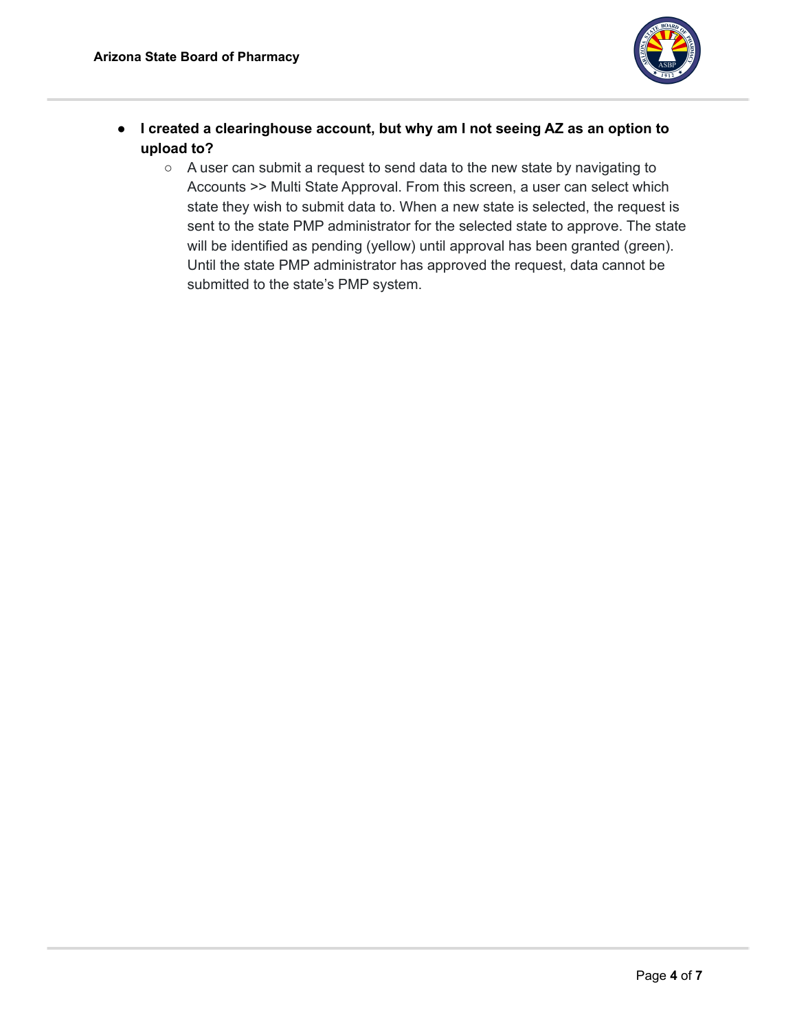- **I created a clearinghouse account, but why am I not seeing AZ as an option to upload to?**
  - A user can submit a request to send data to the new state by navigating to Accounts >> Multi State Approval. From this screen, a user can select which state they wish to submit data to. When a new state is selected, the request is sent to the state PMP administrator for the selected state to approve. The state will be identified as pending (yellow) until approval has been granted (green). Until the state PMP administrator has approved the request, data cannot be submitted to the state's PMP system.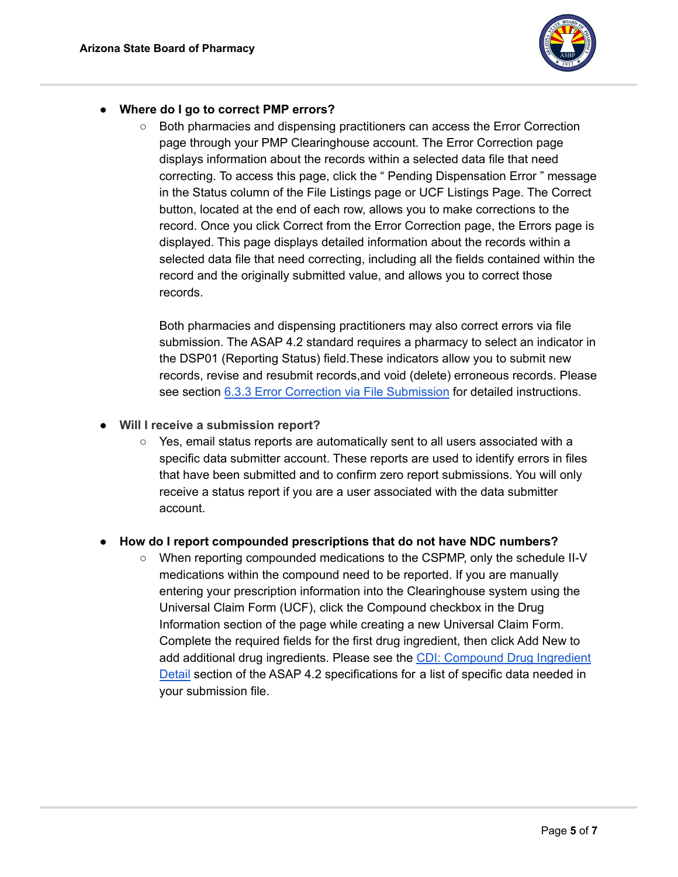- **Where do I go to correct PMP errors?**
    - Both pharmacies and dispensing practitioners can access the Error Correction page through your PMP Clearinghouse account. The Error Correction page displays information about the records within a selected data file that need correcting. To access this page, click the " Pending Dispensation Error " message in the Status column of the File Listings page or UCF Listings Page. The Correct button, located at the end of each row, allows you to make corrections to the record. Once you click Correct from the Error Correction page, the Errors page is displayed. This page displays detailed information about the records within a selected data file that need correcting, including all the fields contained within the record and the originally submitted value, and allows you to correct those records.

      Both pharmacies and dispensing practitioners may also correct errors via file submission. The ASAP 4.2 standard requires a pharmacy to select an indicator in the DSP01 (Reporting Status) field.These indicators allow you to submit new records, revise and resubmit records,and void (delete) erroneous records. Please see section [6.3.3 Error Correction via File Submission]() for detailed instructions.

- **Will I receive a submission report?**
    - Yes, email status reports are automatically sent to all users associated with a specific data submitter account. These reports are used to identify errors in files that have been submitted and to confirm zero report submissions. You will only receive a status report if you are a user associated with the data submitter account.

- **How do I report compounded prescriptions that do not have NDC numbers?**
    - When reporting compounded medications to the CSPMP, only the schedule II-V medications within the compound need to be reported. If you are manually entering your prescription information into the Clearinghouse system using the Universal Claim Form (UCF), click the Compound checkbox in the Drug Information section of the page while creating a new Universal Claim Form. Complete the required fields for the first drug ingredient, then click Add New to add additional drug ingredients. Please see the [CDI: Compound Drug Ingredient Detail]() section of the ASAP 4.2 specifications for a list of specific data needed in your submission file.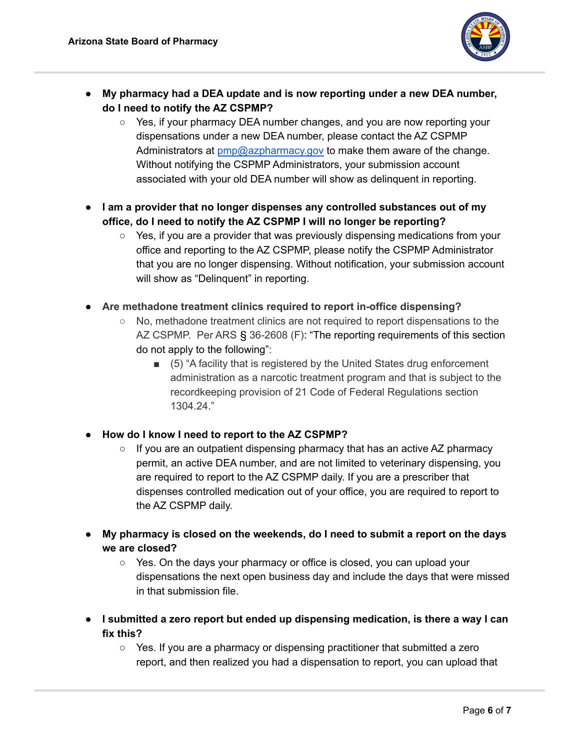- **My pharmacy had a DEA update and is now reporting under a new DEA number, do I need to notify the AZ CSPMP?**
  - Yes, if your pharmacy DEA number changes, and you are now reporting your dispensations under a new DEA number, please contact the AZ CSPMP Administrators at pmp@azpharmacy.gov to make them aware of the change. Without notifying the CSPMP Administrators, your submission account associated with your old DEA number will show as delinquent in reporting.

- **I am a provider that no longer dispenses any controlled substances out of my office, do I need to notify the AZ CSPMP I will no longer be reporting?**
  - Yes, if you are a provider that was previously dispensing medications from your office and reporting to the AZ CSPMP, please notify the CSPMP Administrator that you are no longer dispensing. Without notification, your submission account will show as "Delinquent" in reporting.

- **Are methadone treatment clinics required to report in-office dispensing?**
  - No, methadone treatment clinics are not required to report dispensations to the AZ CSPMP. Per ARS § 36-2608 (F): "The reporting requirements of this section do not apply to the following":
    - (5) "A facility that is registered by the United States drug enforcement administration as a narcotic treatment program and that is subject to the recordkeeping provision of 21 Code of Federal Regulations section 1304.24."

- **How do I know I need to report to the AZ CSPMP?**
  - If you are an outpatient dispensing pharmacy that has an active AZ pharmacy permit, an active DEA number, and are not limited to veterinary dispensing, you are required to report to the AZ CSPMP daily. If you are a prescriber that dispenses controlled medication out of your office, you are required to report to the AZ CSPMP daily.

- **My pharmacy is closed on the weekends, do I need to submit a report on the days we are closed?**
  - Yes. On the days your pharmacy or office is closed, you can upload your dispensations the next open business day and include the days that were missed in that submission file.

- **I submitted a zero report but ended up dispensing medication, is there a way I can fix this?**
  - Yes. If you are a pharmacy or dispensing practitioner that submitted a zero report, and then realized you had a dispensation to report, you can upload that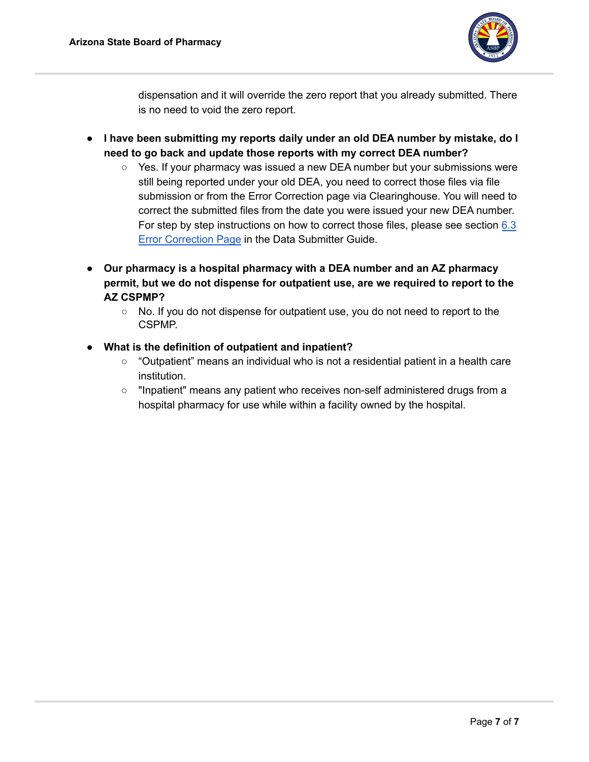dispensation and it will override the zero report that you already submitted. There is no need to void the zero report.

- **I have been submitting my reports daily under an old DEA number by mistake, do I need to go back and update those reports with my correct DEA number?**
  - Yes. If your pharmacy was issued a new DEA number but your submissions were still being reported under your old DEA, you need to correct those files via file submission or from the Error Correction page via Clearinghouse. You will need to correct the submitted files from the date you were issued your new DEA number. For step by step instructions on how to correct those files, please see section 6.3 Error Correction Page in the Data Submitter Guide.

- **Our pharmacy is a hospital pharmacy with a DEA number and an AZ pharmacy permit, but we do not dispense for outpatient use, are we required to report to the AZ CSPMP?**
  - No. If you do not dispense for outpatient use, you do not need to report to the CSPMP.

- **What is the definition of outpatient and inpatient?**
  - “Outpatient” means an individual who is not a residential patient in a health care institution.
  - "Inpatient" means any patient who receives non-self administered drugs from a hospital pharmacy for use while within a facility owned by the hospital.